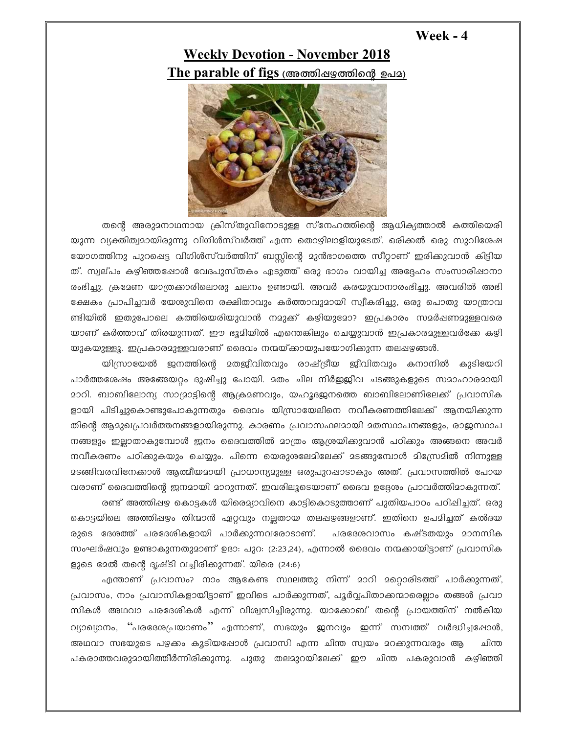**Week - 4**

## Weekly Devotion - November 2018

### The parable of figs (അത്തിപ്പഴത്തിന്റെ ഉപമ)

തന്റെ അരുമനാഥനായ ക്രിസ്തുവിനോടുള്ള സ്നേഹത്തിന്റെ ആധിക്യത്താൽ കത്തിയെരിയുന്ന വ്യക്തിത്വമായിരുന്നു വിഗിൾസ്വർത്ത് എന്ന തൊഴിലാളിയുടേത്. ഒരിക്കൽ ഒരു സുവിശേഷയോഗത്തിനു പുറപ്പെട്ട വിഗിൾസ്വർത്തിന് ബസ്സിന്റെ മുൻഭാഗത്തെ സീറ്റാണ് ഇരിക്കുവാൻ കിട്ടിയത്. സ്വല്പം കഴിഞ്ഞപ്പോൾ വേദപുസ്തകം എടുത്ത് ഒരു ഭാഗം വായിച്ച അദ്ദേഹം സംസാരിപ്പാനാരംഭിച്ചു. ക്രമേണ യാത്രക്കാരിലൊരു ചലനം ഉണ്ടായി. അവർ കരയുവാനാരംഭിച്ചു. അവരിൽ അഭിഷേകം പ്രാപിച്ചവർ യേശുവിനെ രക്ഷിതാവും കർത്താവുമായി സ്വീകരിച്ചു, ഒരു പൊതു യാത്രാവണ്ടിയിൽ ഇതുപോലെ കത്തിയെരിയുവാൻ നമുക്ക് കഴിയുമോ? ഇപ്രകാരം സമർപ്പണമുള്ളവരെയാണ് കർത്താവ് തിരയുന്നത്. ഈ ഭൂമിയിൽ എന്തെങ്കിലും ചെയ്യുവാൻ ഇപ്രകാരമുള്ളവർക്കേ കഴിയുകയുള്ളൂ. ഇപ്രകാരമുള്ളവരാണ് ദൈവം നന്മയ്ക്കായുപയോഗിക്കുന്ന തലപ്പഴങ്ങൾ.

യിസ്രായേൽ ജനത്തിന്റെ മതജീവിതവും രാഷ്ട്രീയ ജീവിതവും കനാനിൽ കുടിയേറി പാർത്തശേഷം അങ്ങേയറ്റം ദുഷിച്ചു പോയി. മതം ചില നിർജ്ജീവ ചടങ്ങുകളുടെ സമാഹാരമായി മാറി. ബാബിലോന്യ സാമ്രാട്ടിന്റെ ആക്രമണവും, യഹൂദജനത്തെ ബാബിലോണിലേക്ക് പ്രവാസികളായി പിടിച്ചുകൊണ്ടുപോകുന്നതും ദൈവം യിസ്രായേലിനെ നവീകരണത്തിലേക്ക് ആനയിക്കുന്നതിന്റെ ആമുഖപ്രവർത്തനങ്ങളായിരുന്നു. കാരണം പ്രവാസഫലമായി മതസ്ഥാപനങ്ങളും, രാജസ്ഥാപനങ്ങളും ഇല്ലാതാകുമ്പോൾ ജനം ദൈവത്തിൽ മാത്രം ആശ്രയിക്കുവാൻ പഠിക്കും അങ്ങനെ അവർ നവീകരണം പഠിക്കുകയും ചെയ്യും. പിന്നെ യെരുശലേമിലേക്ക് മടങ്ങുമ്പോൾ മിസ്രേമിൽ നിന്നുള്ള മടങ്ങിവരവിനേക്കാൾ ആത്മീയമായി പ്രാധാന്യമുള്ള ഒരുപുറപ്പാടാകും അത്. പ്രവാസത്തിൽ പോയവരാണ് ദൈവത്തിന്റെ ജനമായി മാറുന്നത്. ഇവരിലൂടെയാണ് ദൈവ ഉദ്ദേശം പ്രാവർത്തിമാകുന്നത്.

രണ്ട് അത്തിപ്പഴ കൊട്ടകൾ യിരെമ്യാവിനെ കാട്ടികൊടുത്താണ് പുതിയപാഠം പഠിപ്പിച്ചത്. ഒരു കൊട്ടയിലെ അത്തിപ്പഴം തിന്മാൻ ഏറ്റവും നല്ലതായ തലപ്പഴങ്ങളാണ്. ഇതിനെ ഉപമിച്ചത് കൽദയരുടെ ദേശത്ത് പരദേശികളായി പാർക്കുന്നവരോടാണ്. പരദേശവാസം കഷ്ടതയും മാനസിക സംഘർഷവും ഉണ്ടാകുന്നതുമാണ് ഉദാ: പുറ: (2:23,24), എന്നാൽ ദൈവം നന്മക്കായിട്ടാണ് പ്രവാസികളുടെ മേൽ തന്റെ ദൃഷ്ടി വച്ചിരിക്കുന്നത്. യിരെ (24:6)

എന്താണ് പ്രവാസം? നാം ആകേണ്ട സ്ഥലത്തു നിന്ന് മാറി മറ്റൊരിടത്ത് പാർക്കുന്നത്, പ്രവാസം, നാം പ്രവാസികളായിട്ടാണ് ഇവിടെ പാർക്കുന്നത്, പൂർവ്വപിതാക്കന്മാരെല്ലാം തങ്ങൾ പ്രവാസികൾ അഥവാ പരദേശികൾ എന്ന് വിശ്വസിച്ചിരുന്നു. യാക്കോബ് തന്റെ പ്രായത്തിന് നൽകിയ വ്യാഖ്യാനം, "പരദേശപ്രയാണം" എന്നാണ്, സഭയും ജനവും ഇന്ന് സമ്പത്ത് വർദ്ധിച്ചപ്പോൾ, അഥവാ സഭയുടെ പഴക്കം കൂടിയപ്പോൾ പ്രവാസി എന്ന ചിന്ത സ്വയം മറക്കുന്നവരും ആ ചിന്ത പകരാത്തവരുമായിത്തീർന്നിരിക്കുന്നു. പുതു തലമുറയിലേക്ക് ഈ ചിന്ത പകരുവാൻ കഴിഞ്ഞി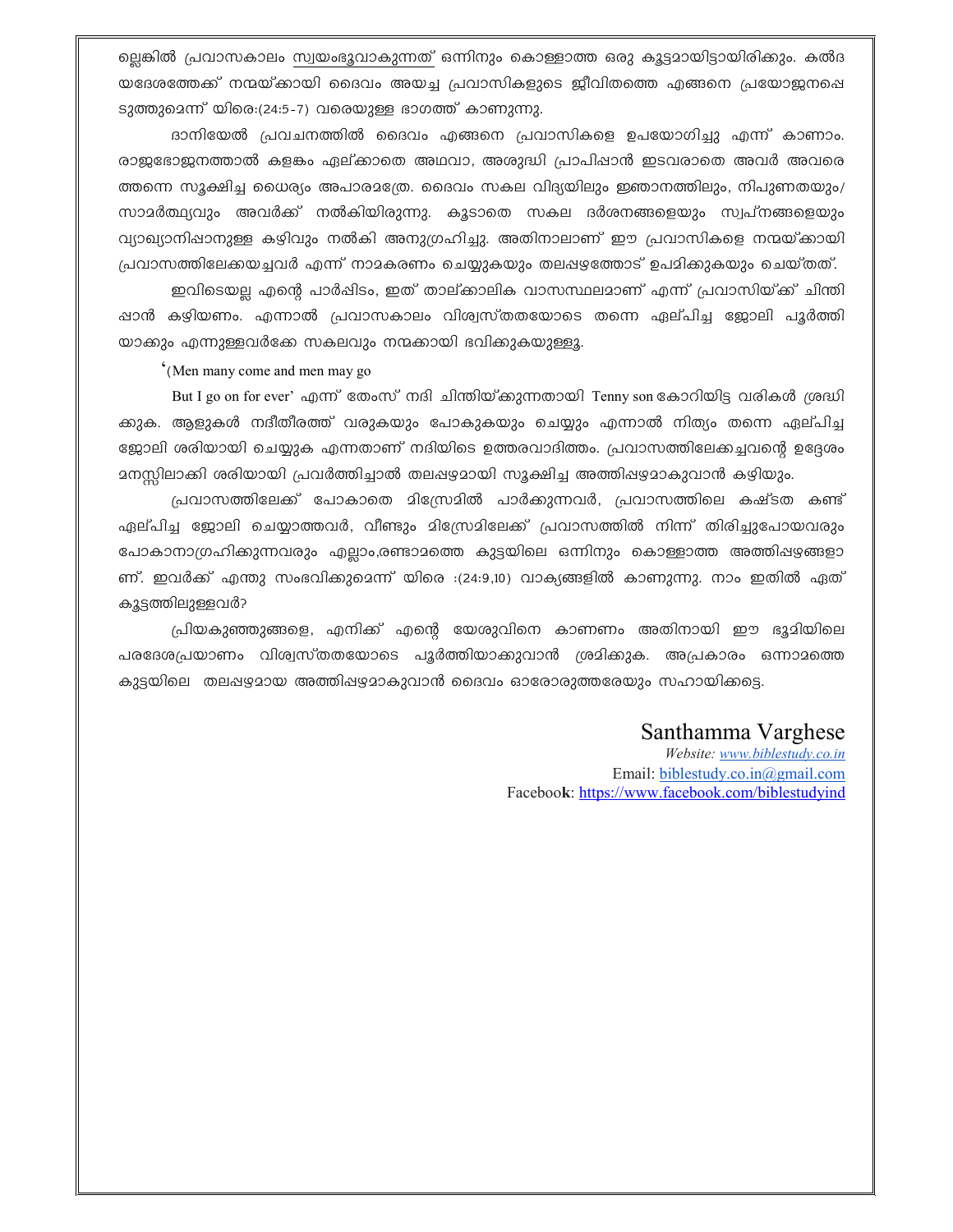ല്ലെങ്കിൽ പ്രവാസകാലം സ്വയംഭൂവാകുന്നത് ഒന്നിനും കൊള്ളാത്ത ഒരു കൂട്ടമായിട്ടായിരിക്കും. കൽദയദേശത്തേക്ക് നന്മയ്ക്കായി ദൈവം അയച്ച പ്രവാസികളുടെ ജീവിതത്തെ എങ്ങനെ പ്രയോജനപ്പെടുത്തുമെന്ന് യിരെ:(24:5-7) വരെയുള്ള ഭാഗത്ത് കാണുന്നു.

ദാനിയേൽ പ്രവചനത്തിൽ ദൈവം എങ്ങനെ പ്രവാസികളെ ഉപയോഗിച്ചു എന്ന് കാണാം. രാജഭോജനത്താൽ കളങ്കം ഏല്ക്കാതെ അഥവാ, അശുദ്ധി പ്രാപിപ്പാൻ ഇടവരാതെ അവർ അവരെത്തന്നെ സൂക്ഷിച്ച ധൈര്യം അപാരമത്രേ. ദൈവം സകല വിദ്യയിലും ജ്ഞാനത്തിലും, നിപുണതയും/ സാമർത്ഥ്യവും അവർക്ക് നൽകിയിരുന്നു. കൂടാതെ സകല ദർശനങ്ങളെയും സ്വപ്നങ്ങളെയും വ്യാഖ്യാനിപ്പാനുള്ള കഴിവും നൽകി അനുഗ്രഹിച്ചു. അതിനാലാണ് ഈ പ്രവാസികളെ നന്മയ്ക്കായി പ്രവാസത്തിലേക്കയച്ചവർ എന്ന് നാമകരണം ചെയ്യുകയും തലപ്പഴത്തോട് ഉപമിക്കുകയും ചെയ്തത്.

ഇവിടെയല്ല എന്റെ പാർപ്പിടം, ഇത് താല്ക്കാലിക വാസസ്ഥലമാണ് എന്ന് പ്രവാസിയ്ക്ക് ചിന്തിപ്പാൻ കഴിയണം. എന്നാൽ പ്രവാസകാലം വിശ്വസ്തതയോടെ തന്നെ ഏല്പിച്ച ജോലി പൂർത്തിയാക്കും എന്നുള്ളവർക്കേ സകലവും നന്മക്കായി ഭവിക്കുകയുള്ളൂ.

'(Men many come and men may go

But I go on for ever' എന്ന് തേംസ് നദി ചിന്തിയ്ക്കുന്നതായി Tenny son കോറിയിട്ട വരികൾ ശ്രദ്ധിക്കുക. ആളുകൾ നദീതീരത്ത് വരുകയും പോകുകയും ചെയ്യും എന്നാൽ നിത്യം തന്നെ ഏല്പിച്ച ജോലി ശരിയായി ചെയ്യുക എന്നതാണ് നദിയിടെ ഉത്തരവാദിത്തം. പ്രവാസത്തിലേക്കച്ചവന്റെ ഉദ്ദേശം മനസ്സിലാക്കി ശരിയായി പ്രവർത്തിച്ചാൽ തലപ്പഴമായി സൂക്ഷിച്ച അത്തിപ്പഴമാകുവാൻ കഴിയും.

പ്രവാസത്തിലേക്ക് പോകാതെ മിസ്രേമിൽ പാർക്കുന്നവർ, പ്രവാസത്തിലെ കഷ്ടത കണ്ട് ഏല്പിച്ച ജോലി ചെയ്യാത്തവർ, വീണ്ടും മിസ്രേമിലേക്ക് പ്രവാസത്തിൽ നിന്ന് തിരിച്ചുപോയവരും പോകാനാഗ്രഹിക്കുന്നവരും എല്ലാം,രണ്ടാമത്തെ കുട്ടയിലെ ഒന്നിനും കൊള്ളാത്ത അത്തിപ്പഴങ്ങളാണ്. ഇവർക്ക് എന്തു സംഭവിക്കുമെന്ന് യിരെ :(24:9,10) വാക്യങ്ങളിൽ കാണുന്നു. നാം ഇതിൽ ഏത് കൂട്ടത്തിലുള്ളവർ?

പ്രിയകുഞ്ഞുങ്ങളെ, എനിക്ക് എന്റെ യേശുവിനെ കാണണം അതിനായി ഈ ഭൂമിയിലെ പരദേശപ്രയാണം വിശ്വസ്തതയോടെ പൂർത്തിയാക്കുവാൻ ശ്രമിക്കുക. അപ്രകാരം ഒന്നാമത്തെ കുട്ടയിലെ തലപ്പഴമായ അത്തിപ്പഴമാകുവാൻ ദൈവം ഓരോരുത്തരേയും സഹായിക്കട്ടെ.

Santhamma Varghese

*Website: www.biblestudy.co.in*

Email: biblestudy.co.in@gmail.com

Facebook: https://www.facebook.com/biblestudyind